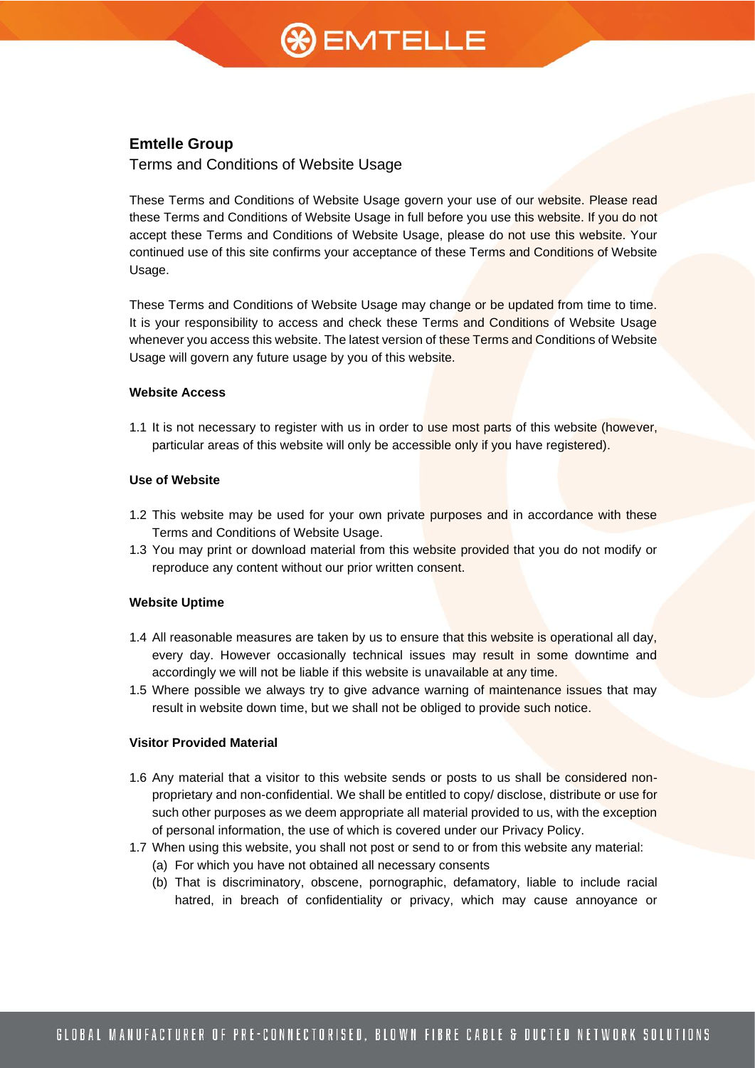## Emtelle Group

Terms and Conditions of Website Usage

These Terms and Conditions of Website Usage govern your use of our website. Please read these Terms and Conditions of Website Usage in full before you use this website. If you do not accept these Terms and Conditions of Website Usage, please do not use this website. Your continued use of this site confirms your acceptance of these Terms and Conditions of Website Usage.

These Terms and Conditions of Website Usage may change or be updated from time to time. It is your responsibility to access and check these Terms and Conditions of Website Usage whenever you access this website. The latest version of these Terms and Conditions of Website Usage will govern any future usage by you of this website.

#### Website Access

1.1 It is not necessary to register with us in order to use most parts of this website (however, particular areas of this website will only be accessible only if you have registered).

#### Use of Website

1.2 This website may be used for your own private purposes and in accordance with these Terms and Conditions of Website Usage.

1.3 You may print or download material from this website provided that you do not modify or reproduce any content without our prior written consent.

#### Website Uptime

1.4 All reasonable measures are taken by us to ensure that this website is operational all day, every day. However occasionally technical issues may result in some downtime and accordingly we will not be liable if this website is unavailable at any time.

1.5 Where possible we always try to give advance warning of maintenance issues that may result in website down time, but we shall not be obliged to provide such notice.

#### Visitor Provided Material

1.6 Any material that a visitor to this website sends or posts to us shall be considered non-proprietary and non-confidential. We shall be entitled to copy/ disclose, distribute or use for such other purposes as we deem appropriate all material provided to us, with the exception of personal information, the use of which is covered under our Privacy Policy.

1.7 When using this website, you shall not post or send to or from this website any material:

(a) For which you have not obtained all necessary consents

(b) That is discriminatory, obscene, pornographic, defamatory, liable to include racial hatred, in breach of confidentiality or privacy, which may cause annoyance or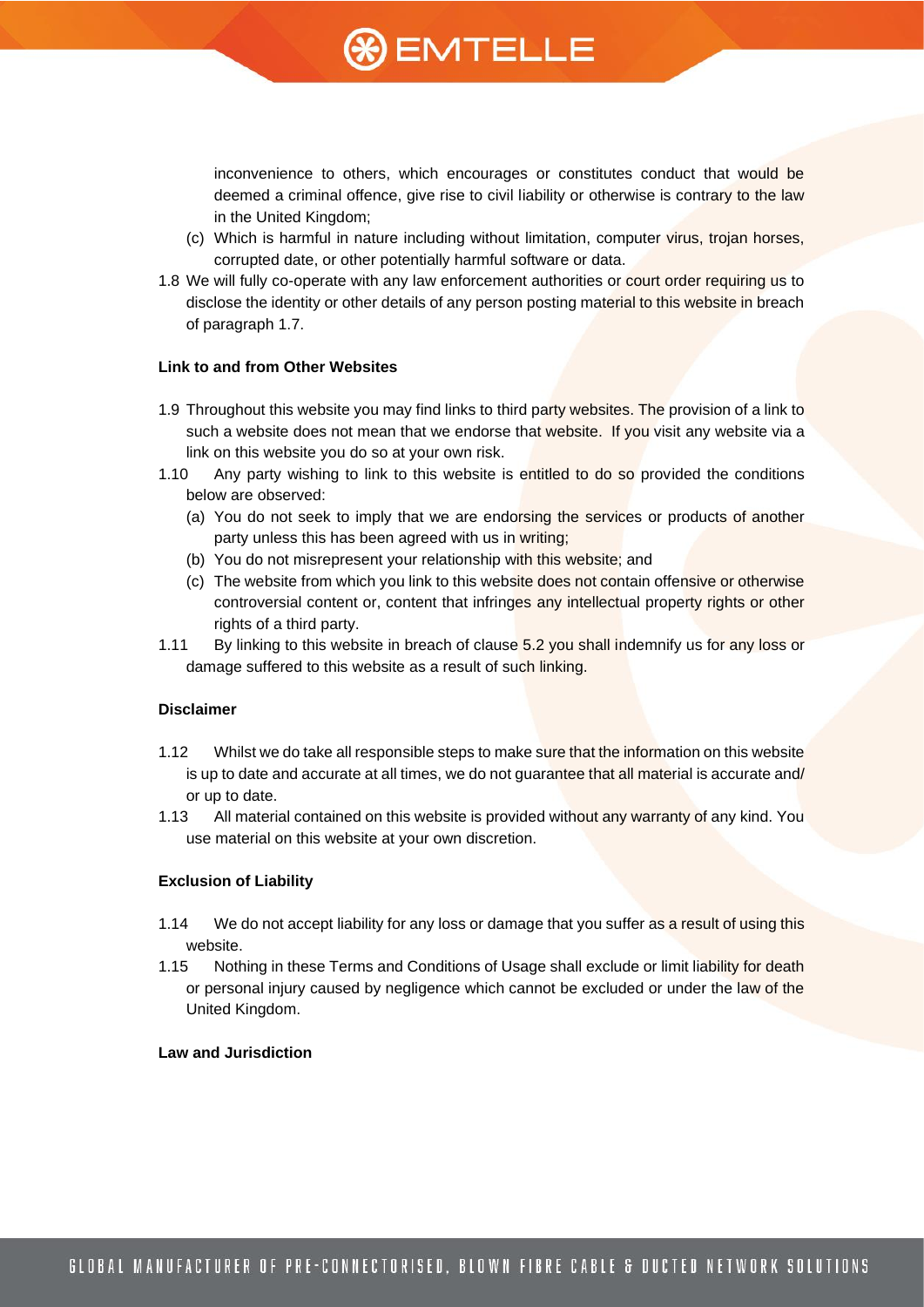inconvenience to others, which encourages or constitutes conduct that would be deemed a criminal offence, give rise to civil liability or otherwise is contrary to the law in the United Kingdom;

(c) Which is harmful in nature including without limitation, computer virus, trojan horses, corrupted date, or other potentially harmful software or data.

1.8 We will fully co-operate with any law enforcement authorities or court order requiring us to disclose the identity or other details of any person posting material to this website in breach of paragraph 1.7.

**Link to and from Other Websites**

1.9 Throughout this website you may find links to third party websites. The provision of a link to such a website does not mean that we endorse that website. If you visit any website via a link on this website you do so at your own risk.

1.10 Any party wishing to link to this website is entitled to do so provided the conditions below are observed:

(a) You do not seek to imply that we are endorsing the services or products of another party unless this has been agreed with us in writing;

(b) You do not misrepresent your relationship with this website; and

(c) The website from which you link to this website does not contain offensive or otherwise controversial content or, content that infringes any intellectual property rights or other rights of a third party.

1.11 By linking to this website in breach of clause 5.2 you shall indemnify us for any loss or damage suffered to this website as a result of such linking.

**Disclaimer**

1.12 Whilst we do take all responsible steps to make sure that the information on this website is up to date and accurate at all times, we do not guarantee that all material is accurate and/ or up to date.

1.13 All material contained on this website is provided without any warranty of any kind. You use material on this website at your own discretion.

**Exclusion of Liability**

1.14 We do not accept liability for any loss or damage that you suffer as a result of using this website.

1.15 Nothing in these Terms and Conditions of Usage shall exclude or limit liability for death or personal injury caused by negligence which cannot be excluded or under the law of the United Kingdom.

**Law and Jurisdiction**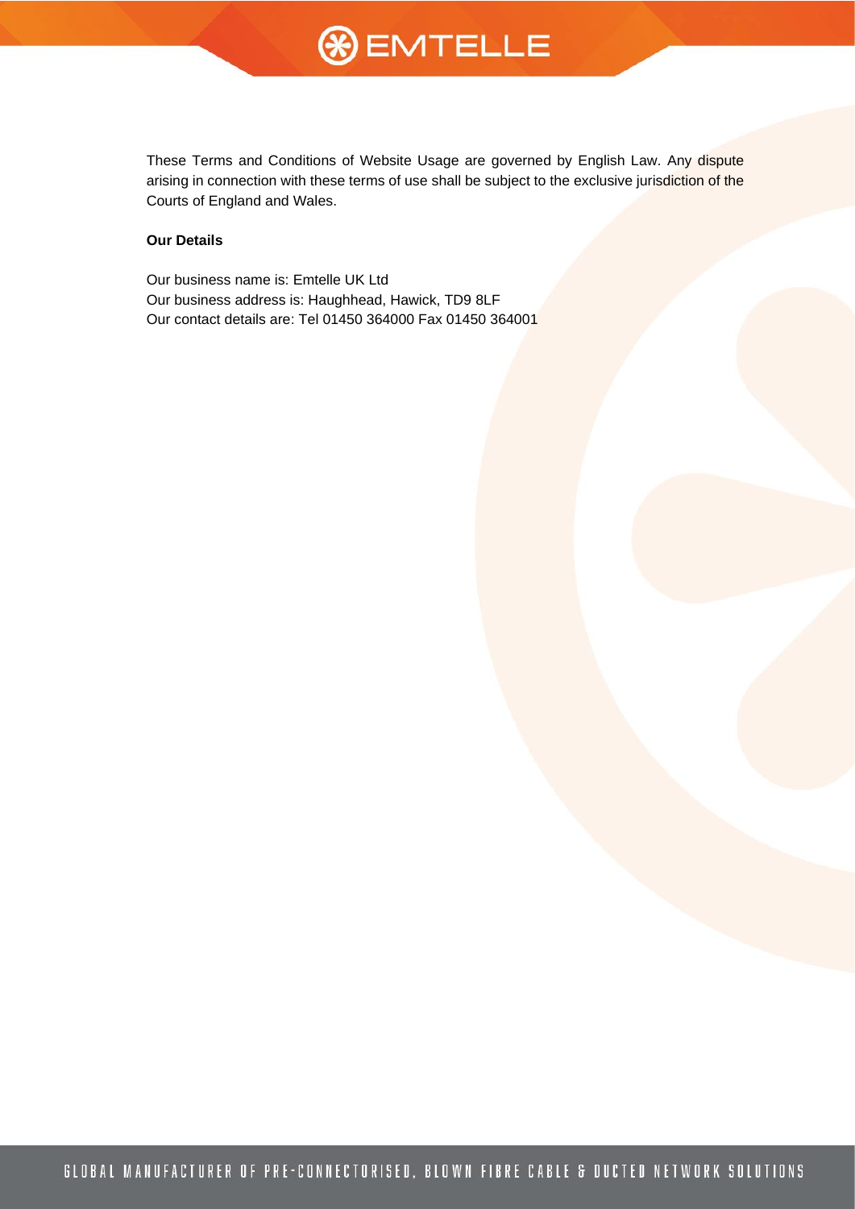These Terms and Conditions of Website Usage are governed by English Law. Any dispute arising in connection with these terms of use shall be subject to the exclusive jurisdiction of the Courts of England and Wales.

**Our Details**

Our business name is: Emtelle UK Ltd
Our business address is: Haughhead, Hawick, TD9 8LF
Our contact details are: Tel 01450 364000 Fax 01450 364001